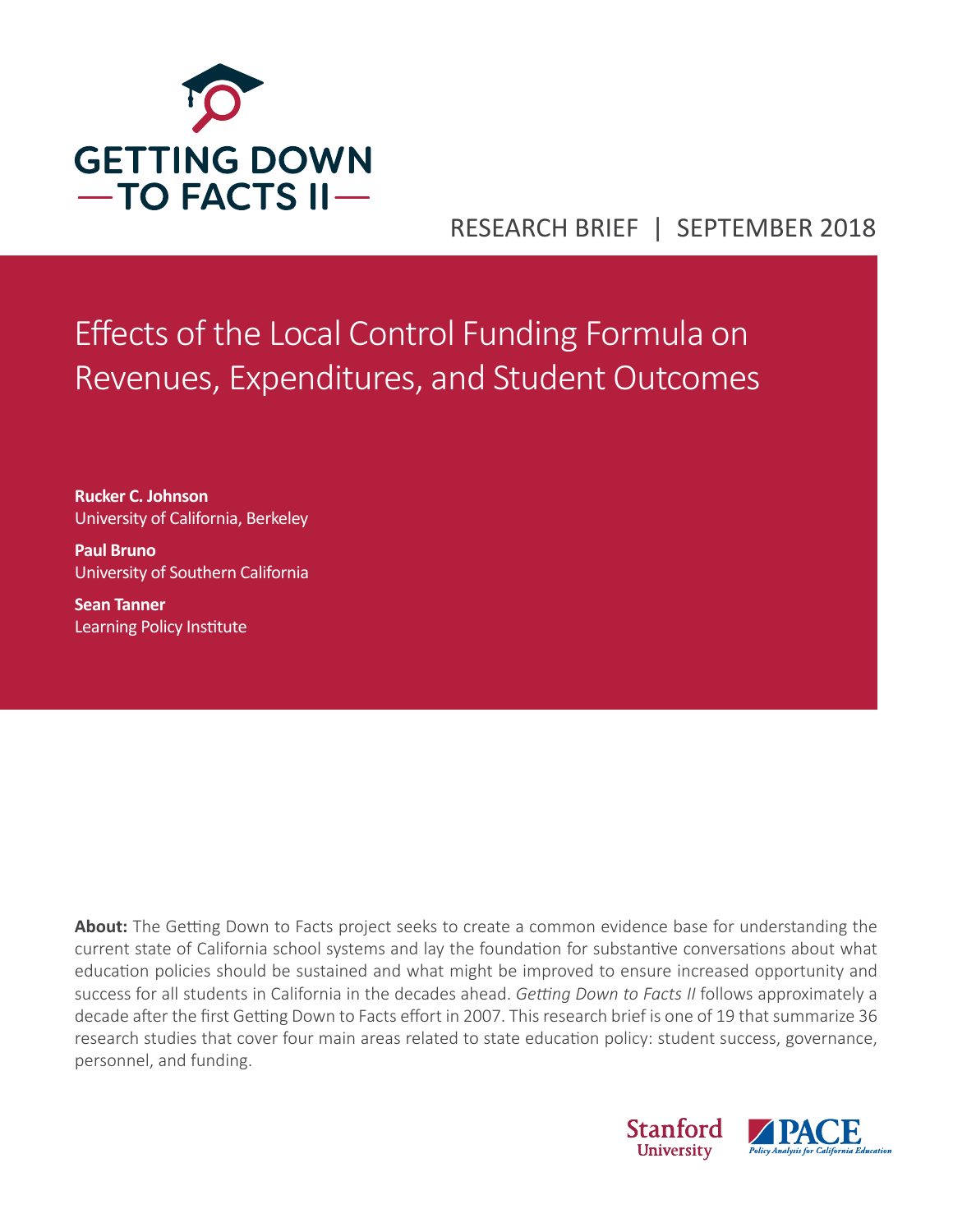# GETTING DOWN TO FACTS II

RESEARCH BRIEF | SEPTEMBER 2018

# Effects of the Local Control Funding Formula on Revenues, Expenditures, and Student Outcomes

**Rucker C. Johnson**
University of California, Berkeley

**Paul Bruno**
University of Southern California

**Sean Tanner**
Learning Policy Institute

**About:** The Getting Down to Facts project seeks to create a common evidence base for understanding the current state of California school systems and lay the foundation for substantive conversations about what education policies should be sustained and what might be improved to ensure increased opportunity and success for all students in California in the decades ahead. *Getting Down to Facts II* follows approximately a decade after the first Getting Down to Facts effort in 2007. This research brief is one of 19 that summarize 36 research studies that cover four main areas related to state education policy: student success, governance, personnel, and funding.

Stanford University | PACE Policy Analysis for California Education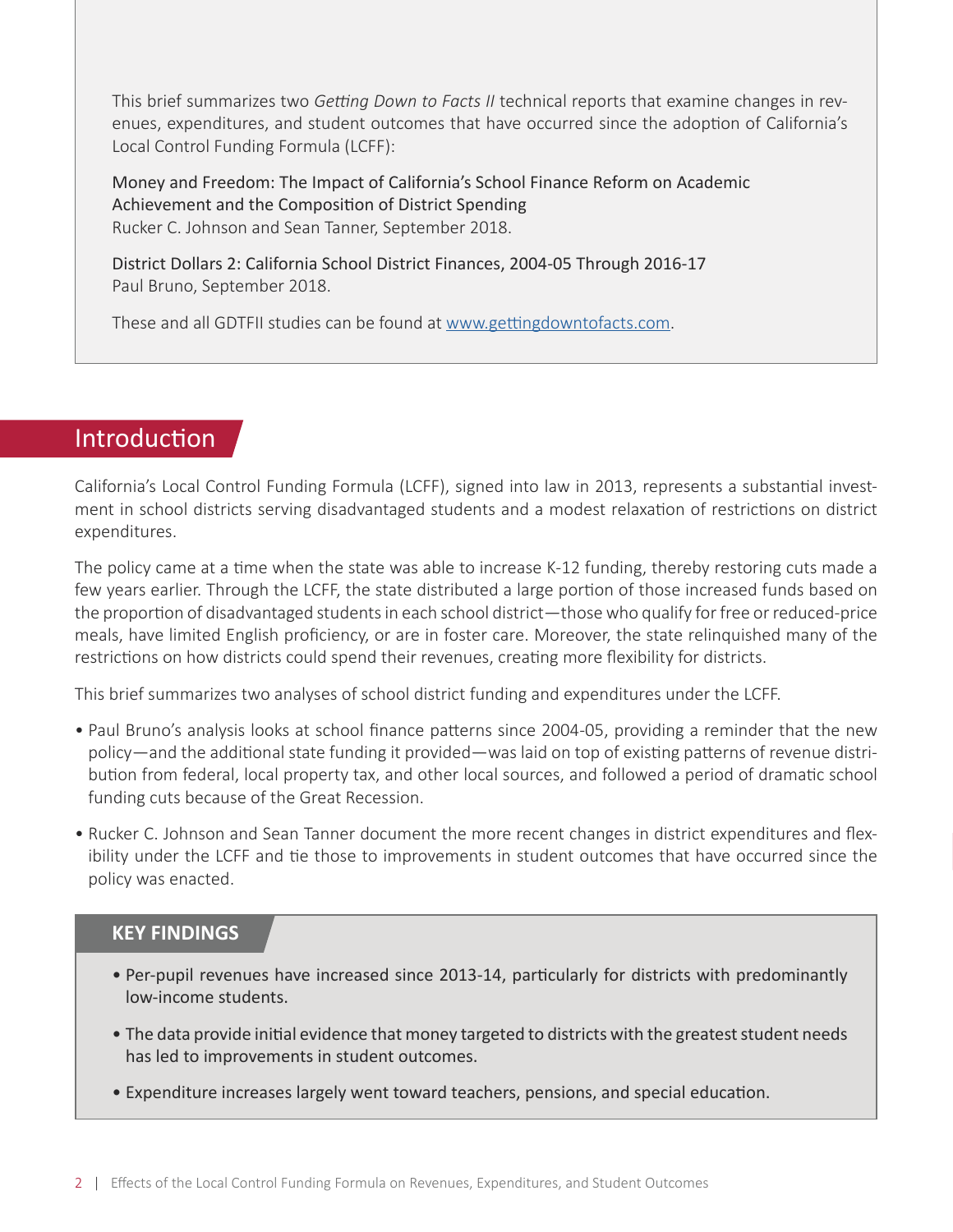This brief summarizes two *Getting Down to Facts II* technical reports that examine changes in revenues, expenditures, and student outcomes that have occurred since the adoption of California's Local Control Funding Formula (LCFF):

Money and Freedom: The Impact of California's School Finance Reform on Academic Achievement and the Composition of District Spending
Rucker C. Johnson and Sean Tanner, September 2018.

District Dollars 2: California School District Finances, 2004-05 Through 2016-17
Paul Bruno, September 2018.

These and all GDTFII studies can be found at [www.gettingdowntofacts.com](www.gettingdowntofacts.com).

## Introduction

California's Local Control Funding Formula (LCFF), signed into law in 2013, represents a substantial investment in school districts serving disadvantaged students and a modest relaxation of restrictions on district expenditures.

The policy came at a time when the state was able to increase K-12 funding, thereby restoring cuts made a few years earlier. Through the LCFF, the state distributed a large portion of those increased funds based on the proportion of disadvantaged students in each school district—those who qualify for free or reduced-price meals, have limited English proficiency, or are in foster care. Moreover, the state relinquished many of the restrictions on how districts could spend their revenues, creating more flexibility for districts.

This brief summarizes two analyses of school district funding and expenditures under the LCFF.

- Paul Bruno's analysis looks at school finance patterns since 2004-05, providing a reminder that the new policy—and the additional state funding it provided—was laid on top of existing patterns of revenue distribution from federal, local property tax, and other local sources, and followed a period of dramatic school funding cuts because of the Great Recession.
- Rucker C. Johnson and Sean Tanner document the more recent changes in district expenditures and flexibility under the LCFF and tie those to improvements in student outcomes that have occurred since the policy was enacted.

### KEY FINDINGS

- Per-pupil revenues have increased since 2013-14, particularly for districts with predominantly low-income students.
- The data provide initial evidence that money targeted to districts with the greatest student needs has led to improvements in student outcomes.
- Expenditure increases largely went toward teachers, pensions, and special education.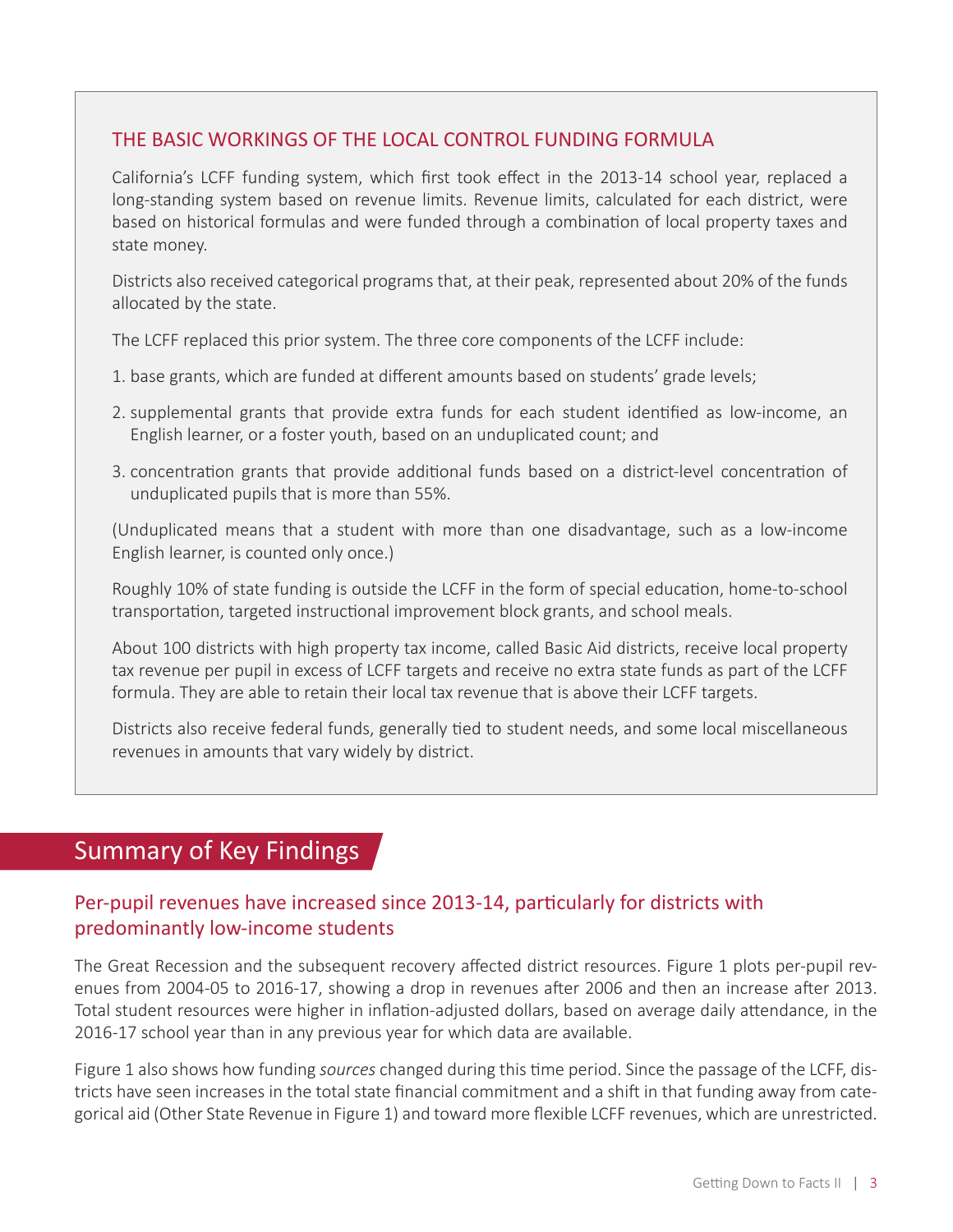### THE BASIC WORKINGS OF THE LOCAL CONTROL FUNDING FORMULA

California's LCFF funding system, which first took effect in the 2013-14 school year, replaced a long-standing system based on revenue limits. Revenue limits, calculated for each district, were based on historical formulas and were funded through a combination of local property taxes and state money.

Districts also received categorical programs that, at their peak, represented about 20% of the funds allocated by the state.

The LCFF replaced this prior system. The three core components of the LCFF include:

1. base grants, which are funded at different amounts based on students' grade levels;
2. supplemental grants that provide extra funds for each student identified as low-income, an English learner, or a foster youth, based on an unduplicated count; and
3. concentration grants that provide additional funds based on a district-level concentration of unduplicated pupils that is more than 55%.

(Unduplicated means that a student with more than one disadvantage, such as a low-income English learner, is counted only once.)

Roughly 10% of state funding is outside the LCFF in the form of special education, home-to-school transportation, targeted instructional improvement block grants, and school meals.

About 100 districts with high property tax income, called Basic Aid districts, receive local property tax revenue per pupil in excess of LCFF targets and receive no extra state funds as part of the LCFF formula. They are able to retain their local tax revenue that is above their LCFF targets.

Districts also receive federal funds, generally tied to student needs, and some local miscellaneous revenues in amounts that vary widely by district.

## Summary of Key Findings

### Per-pupil revenues have increased since 2013-14, particularly for districts with predominantly low-income students

The Great Recession and the subsequent recovery affected district resources. Figure 1 plots per-pupil revenues from 2004-05 to 2016-17, showing a drop in revenues after 2006 and then an increase after 2013. Total student resources were higher in inflation-adjusted dollars, based on average daily attendance, in the 2016-17 school year than in any previous year for which data are available.

Figure 1 also shows how funding *sources* changed during this time period. Since the passage of the LCFF, districts have seen increases in the total state financial commitment and a shift in that funding away from categorical aid (Other State Revenue in Figure 1) and toward more flexible LCFF revenues, which are unrestricted.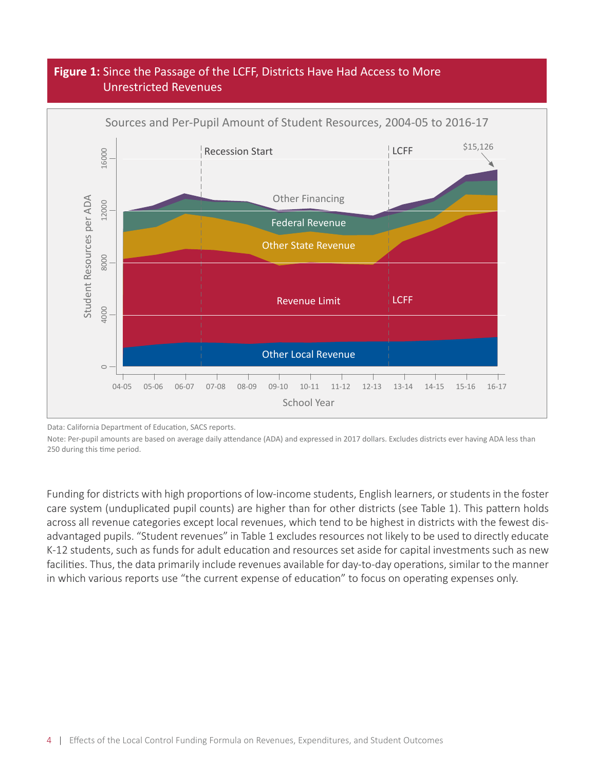**Figure 1:** Since the Passage of the LCFF, Districts Have Had Access to More Unrestricted Revenues

Sources and Per-Pupil Amount of Student Resources, 2004-05 to 2016-17

Data: California Department of Education, SACS reports.

Note: Per-pupil amounts are based on average daily attendance (ADA) and expressed in 2017 dollars. Excludes districts ever having ADA less than 250 during this time period.

Funding for districts with high proportions of low-income students, English learners, or students in the foster care system (unduplicated pupil counts) are higher than for other districts (see Table 1). This pattern holds across all revenue categories except local revenues, which tend to be highest in districts with the fewest disadvantaged pupils. "Student revenues" in Table 1 excludes resources not likely to be used to directly educate K-12 students, such as funds for adult education and resources set aside for capital investments such as new facilities. Thus, the data primarily include revenues available for day-to-day operations, similar to the manner in which various reports use "the current expense of education" to focus on operating expenses only.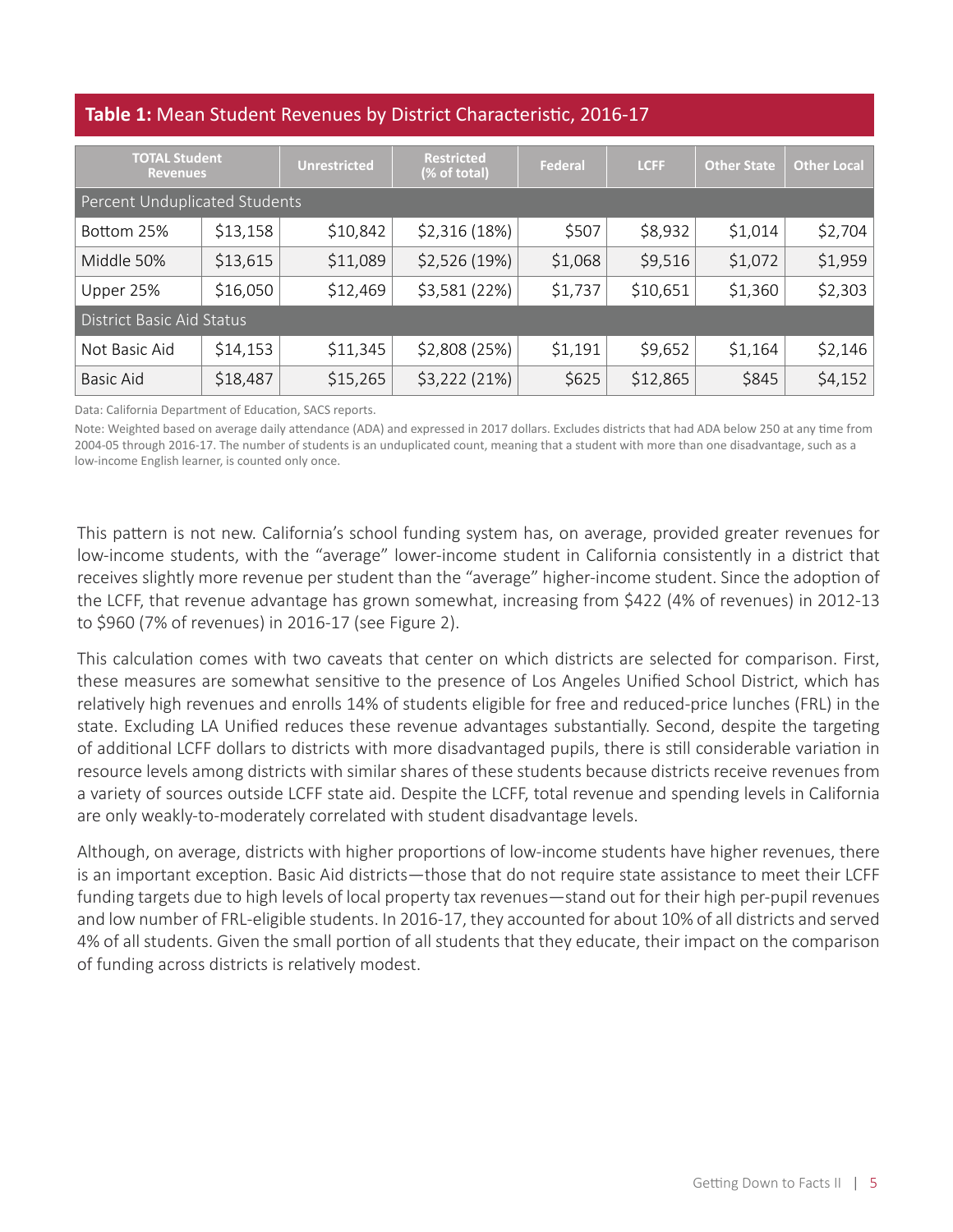**Table 1:** Mean Student Revenues by District Characteristic, 2016-17

| TOTAL Student Revenues | | Unrestricted | Restricted (% of total) | Federal | LCFF | Other State | Other Local |
|---|---|---|---|---|---|---|---|
| Percent Unduplicated Students | | | | | | | |
| Bottom 25% | $13,158 | $10,842 | $2,316 (18%) | $507 | $8,932 | $1,014 | $2,704 |
| Middle 50% | $13,615 | $11,089 | $2,526 (19%) | $1,068 | $9,516 | $1,072 | $1,959 |
| Upper 25% | $16,050 | $12,469 | $3,581 (22%) | $1,737 | $10,651 | $1,360 | $2,303 |
| District Basic Aid Status | | | | | | | |
| Not Basic Aid | $14,153 | $11,345 | $2,808 (25%) | $1,191 | $9,652 | $1,164 | $2,146 |
| Basic Aid | $18,487 | $15,265 | $3,222 (21%) | $625 | $12,865 | $845 | $4,152 |

Data: California Department of Education, SACS reports.

Note: Weighted based on average daily attendance (ADA) and expressed in 2017 dollars. Excludes districts that had ADA below 250 at any time from 2004-05 through 2016-17. The number of students is an unduplicated count, meaning that a student with more than one disadvantage, such as a low-income English learner, is counted only once.

This pattern is not new. California's school funding system has, on average, provided greater revenues for low-income students, with the "average" lower-income student in California consistently in a district that receives slightly more revenue per student than the "average" higher-income student. Since the adoption of the LCFF, that revenue advantage has grown somewhat, increasing from $422 (4% of revenues) in 2012-13 to $960 (7% of revenues) in 2016-17 (see Figure 2).

This calculation comes with two caveats that center on which districts are selected for comparison. First, these measures are somewhat sensitive to the presence of Los Angeles Unified School District, which has relatively high revenues and enrolls 14% of students eligible for free and reduced-price lunches (FRL) in the state. Excluding LA Unified reduces these revenue advantages substantially. Second, despite the targeting of additional LCFF dollars to districts with more disadvantaged pupils, there is still considerable variation in resource levels among districts with similar shares of these students because districts receive revenues from a variety of sources outside LCFF state aid. Despite the LCFF, total revenue and spending levels in California are only weakly-to-moderately correlated with student disadvantage levels.

Although, on average, districts with higher proportions of low-income students have higher revenues, there is an important exception. Basic Aid districts—those that do not require state assistance to meet their LCFF funding targets due to high levels of local property tax revenues—stand out for their high per-pupil revenues and low number of FRL-eligible students. In 2016-17, they accounted for about 10% of all districts and served 4% of all students. Given the small portion of all students that they educate, their impact on the comparison of funding across districts is relatively modest.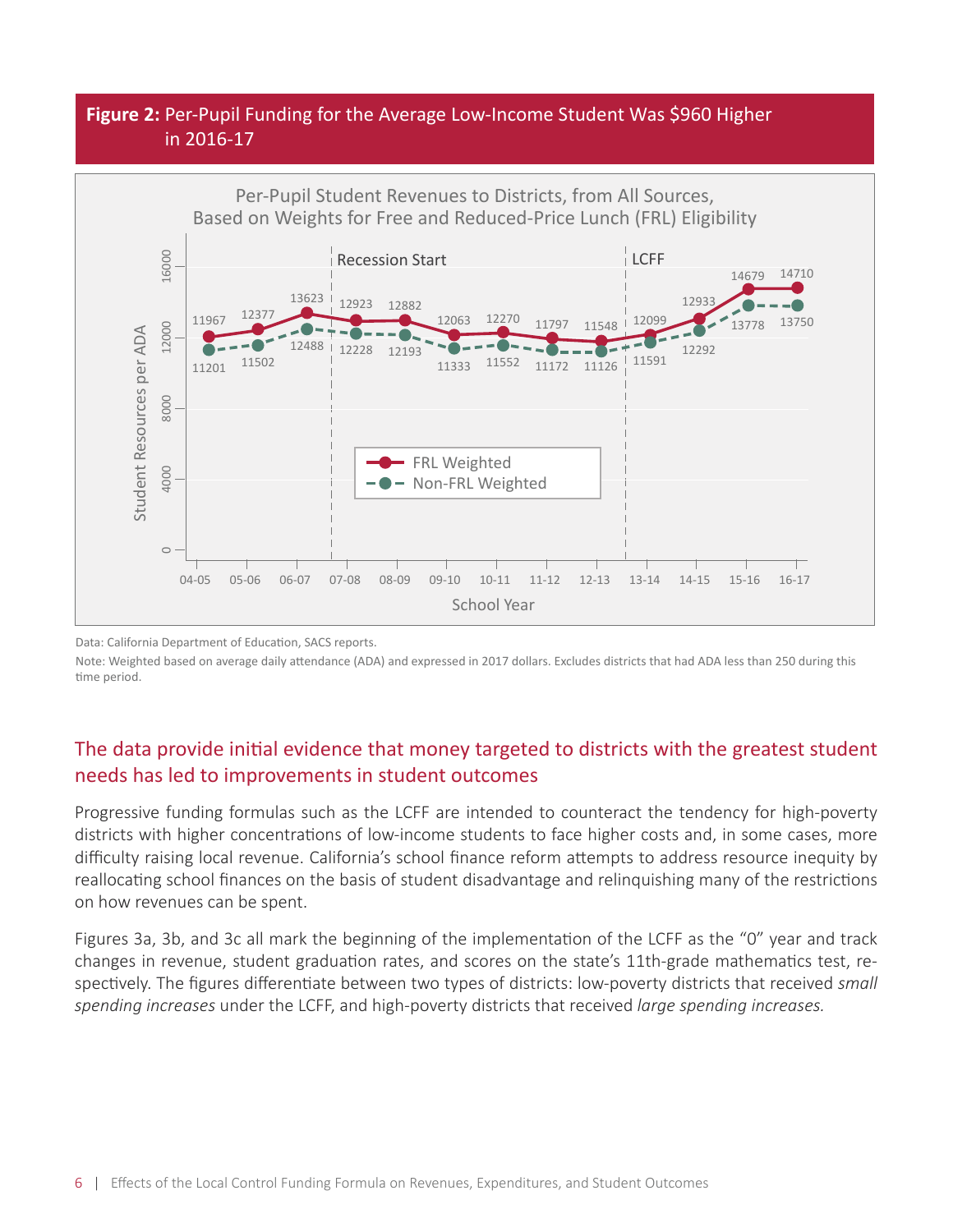**Figure 2:** Per-Pupil Funding for the Average Low-Income Student Was $960 Higher in 2016-17

Per-Pupil Student Revenues to Districts, from All Sources, Based on Weights for Free and Reduced-Price Lunch (FRL) Eligibility

| School Year | FRL Weighted | Non-FRL Weighted |
| --- | --- | --- |
| 04-05 | 11967 | 11201 |
| 05-06 | 12377 | 11502 |
| 06-07 | 13623 | 12488 |
| 07-08 | 12923 | 12228 |
| 08-09 | 12882 | 12193 |
| 09-10 | 12063 | 11333 |
| 10-11 | 12270 | 11552 |
| 11-12 | 11797 | 11172 |
| 12-13 | 11548 | 11126 |
| 13-14 | 12099 | 11591 |
| 14-15 | 12933 | 12292 |
| 15-16 | 14679 | 13778 |
| 16-17 | 14710 | 13750 |

Data: California Department of Education, SACS reports.

Note: Weighted based on average daily attendance (ADA) and expressed in 2017 dollars. Excludes districts that had ADA less than 250 during this time period.

## The data provide initial evidence that money targeted to districts with the greatest student needs has led to improvements in student outcomes

Progressive funding formulas such as the LCFF are intended to counteract the tendency for high-poverty districts with higher concentrations of low-income students to face higher costs and, in some cases, more difficulty raising local revenue. California's school finance reform attempts to address resource inequity by reallocating school finances on the basis of student disadvantage and relinquishing many of the restrictions on how revenues can be spent.

Figures 3a, 3b, and 3c all mark the beginning of the implementation of the LCFF as the "0" year and track changes in revenue, student graduation rates, and scores on the state's 11th-grade mathematics test, respectively. The figures differentiate between two types of districts: low-poverty districts that received *small spending increases* under the LCFF, and high-poverty districts that received *large spending increases*.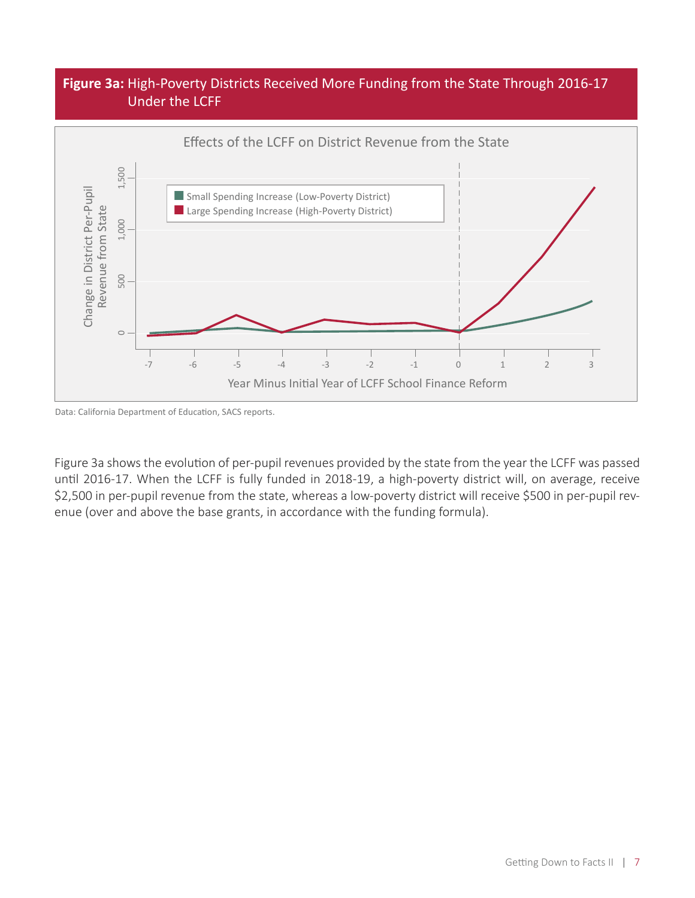**Figure 3a:** High-Poverty Districts Received More Funding from the State Through 2016-17 Under the LCFF

Data: California Department of Education, SACS reports.

Figure 3a shows the evolution of per-pupil revenues provided by the state from the year the LCFF was passed until 2016-17. When the LCFF is fully funded in 2018-19, a high-poverty district will, on average, receive $2,500 in per-pupil revenue from the state, whereas a low-poverty district will receive $500 in per-pupil revenue (over and above the base grants, in accordance with the funding formula).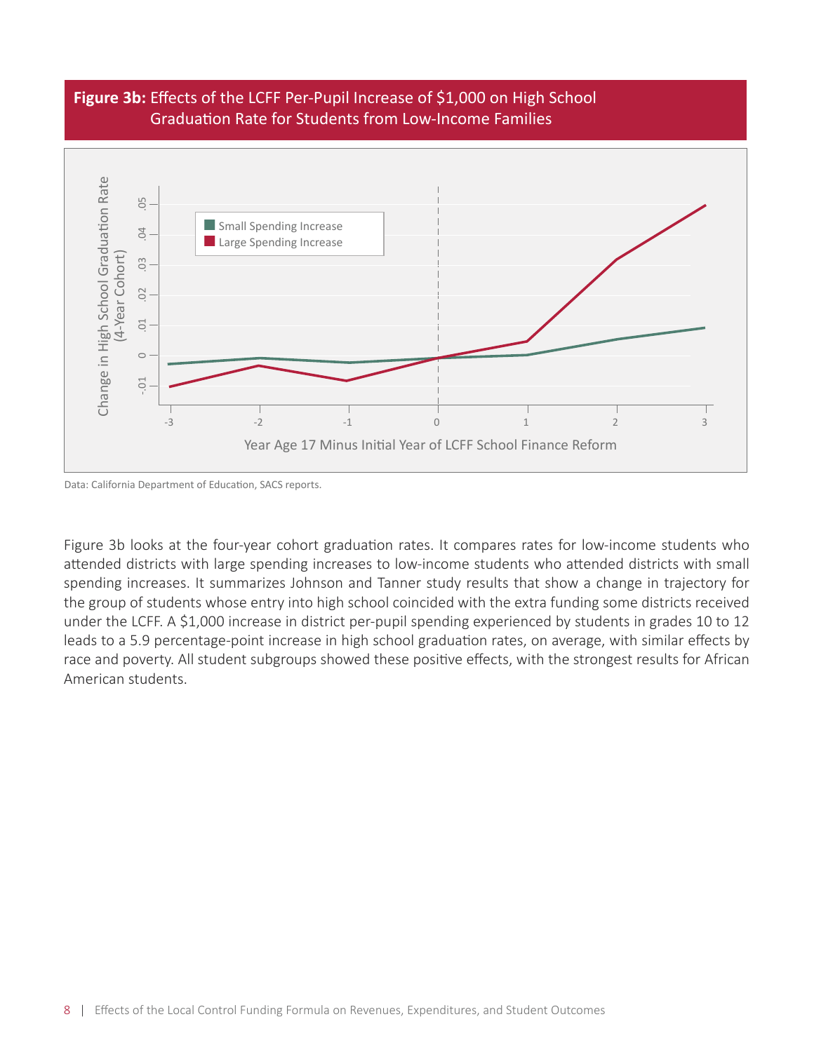**Figure 3b:** Effects of the LCFF Per-Pupil Increase of $1,000 on High School Graduation Rate for Students from Low-Income Families

Data: California Department of Education, SACS reports.

Figure 3b looks at the four-year cohort graduation rates. It compares rates for low-income students who attended districts with large spending increases to low-income students who attended districts with small spending increases. It summarizes Johnson and Tanner study results that show a change in trajectory for the group of students whose entry into high school coincided with the extra funding some districts received under the LCFF. A $1,000 increase in district per-pupil spending experienced by students in grades 10 to 12 leads to a 5.9 percentage-point increase in high school graduation rates, on average, with similar effects by race and poverty. All student subgroups showed these positive effects, with the strongest results for African American students.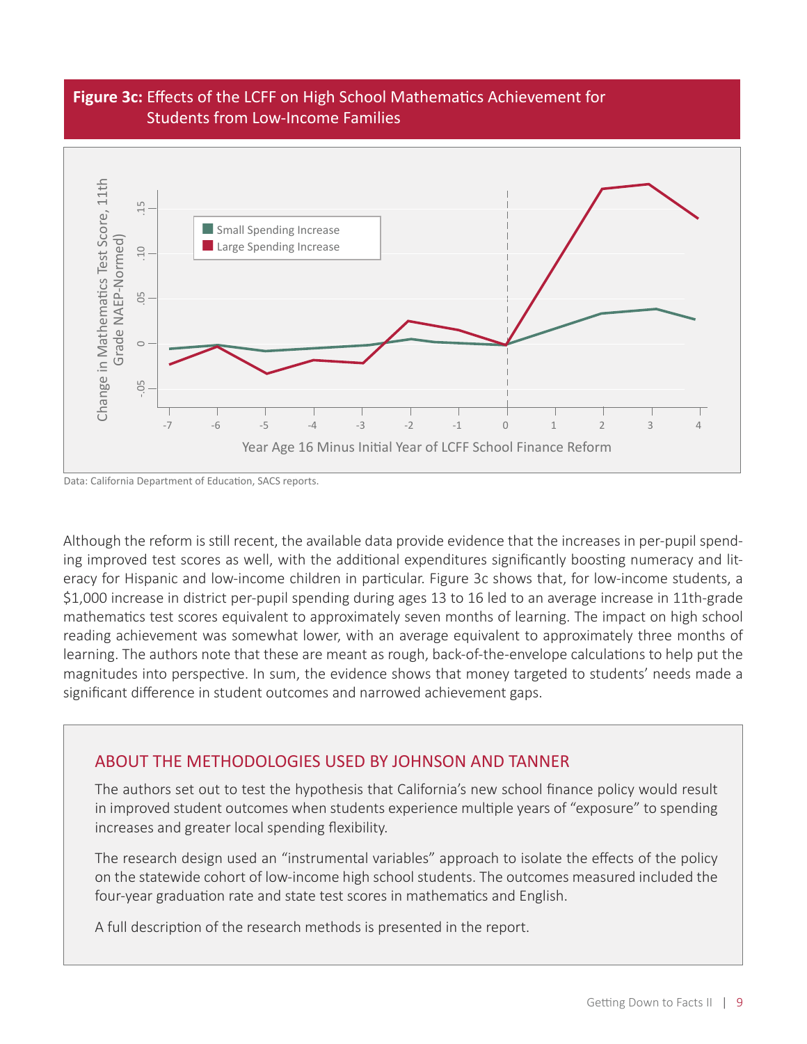**Figure 3c:** Effects of the LCFF on High School Mathematics Achievement for Students from Low-Income Families

Data: California Department of Education, SACS reports.

Although the reform is still recent, the available data provide evidence that the increases in per-pupil spending improved test scores as well, with the additional expenditures significantly boosting numeracy and literacy for Hispanic and low-income children in particular. Figure 3c shows that, for low-income students, a $1,000 increase in district per-pupil spending during ages 13 to 16 led to an average increase in 11th-grade mathematics test scores equivalent to approximately seven months of learning. The impact on high school reading achievement was somewhat lower, with an average equivalent to approximately three months of learning. The authors note that these are meant as rough, back-of-the-envelope calculations to help put the magnitudes into perspective. In sum, the evidence shows that money targeted to students' needs made a significant difference in student outcomes and narrowed achievement gaps.

## ABOUT THE METHODOLOGIES USED BY JOHNSON AND TANNER

The authors set out to test the hypothesis that California's new school finance policy would result in improved student outcomes when students experience multiple years of "exposure" to spending increases and greater local spending flexibility.

The research design used an "instrumental variables" approach to isolate the effects of the policy on the statewide cohort of low-income high school students. The outcomes measured included the four-year graduation rate and state test scores in mathematics and English.

A full description of the research methods is presented in the report.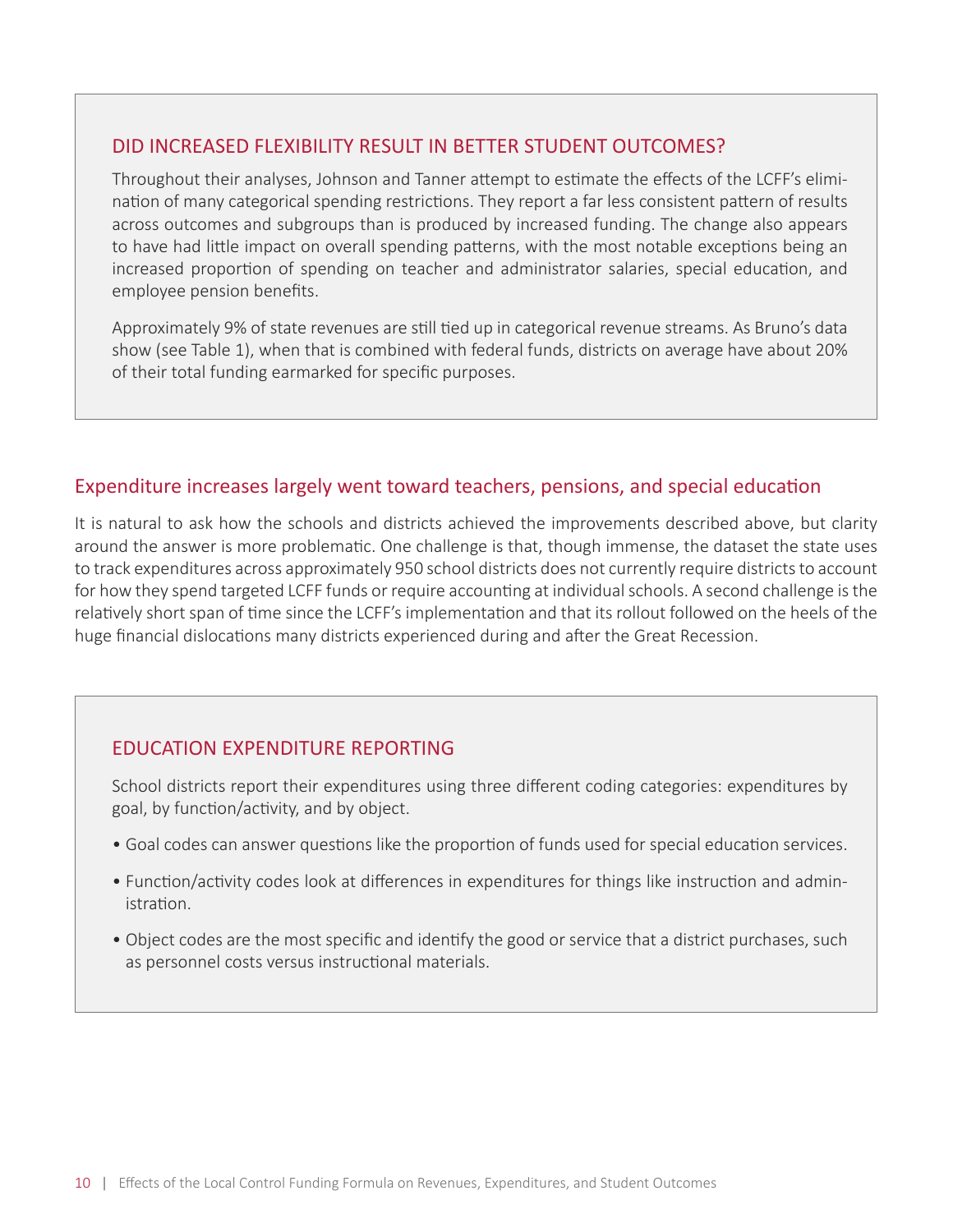### DID INCREASED FLEXIBILITY RESULT IN BETTER STUDENT OUTCOMES?

Throughout their analyses, Johnson and Tanner attempt to estimate the effects of the LCFF's elimination of many categorical spending restrictions. They report a far less consistent pattern of results across outcomes and subgroups than is produced by increased funding. The change also appears to have had little impact on overall spending patterns, with the most notable exceptions being an increased proportion of spending on teacher and administrator salaries, special education, and employee pension benefits.

Approximately 9% of state revenues are still tied up in categorical revenue streams. As Bruno's data show (see Table 1), when that is combined with federal funds, districts on average have about 20% of their total funding earmarked for specific purposes.

## Expenditure increases largely went toward teachers, pensions, and special education

It is natural to ask how the schools and districts achieved the improvements described above, but clarity around the answer is more problematic. One challenge is that, though immense, the dataset the state uses to track expenditures across approximately 950 school districts does not currently require districts to account for how they spend targeted LCFF funds or require accounting at individual schools. A second challenge is the relatively short span of time since the LCFF's implementation and that its rollout followed on the heels of the huge financial dislocations many districts experienced during and after the Great Recession.

### EDUCATION EXPENDITURE REPORTING

School districts report their expenditures using three different coding categories: expenditures by goal, by function/activity, and by object.

- Goal codes can answer questions like the proportion of funds used for special education services.
- Function/activity codes look at differences in expenditures for things like instruction and administration.
- Object codes are the most specific and identify the good or service that a district purchases, such as personnel costs versus instructional materials.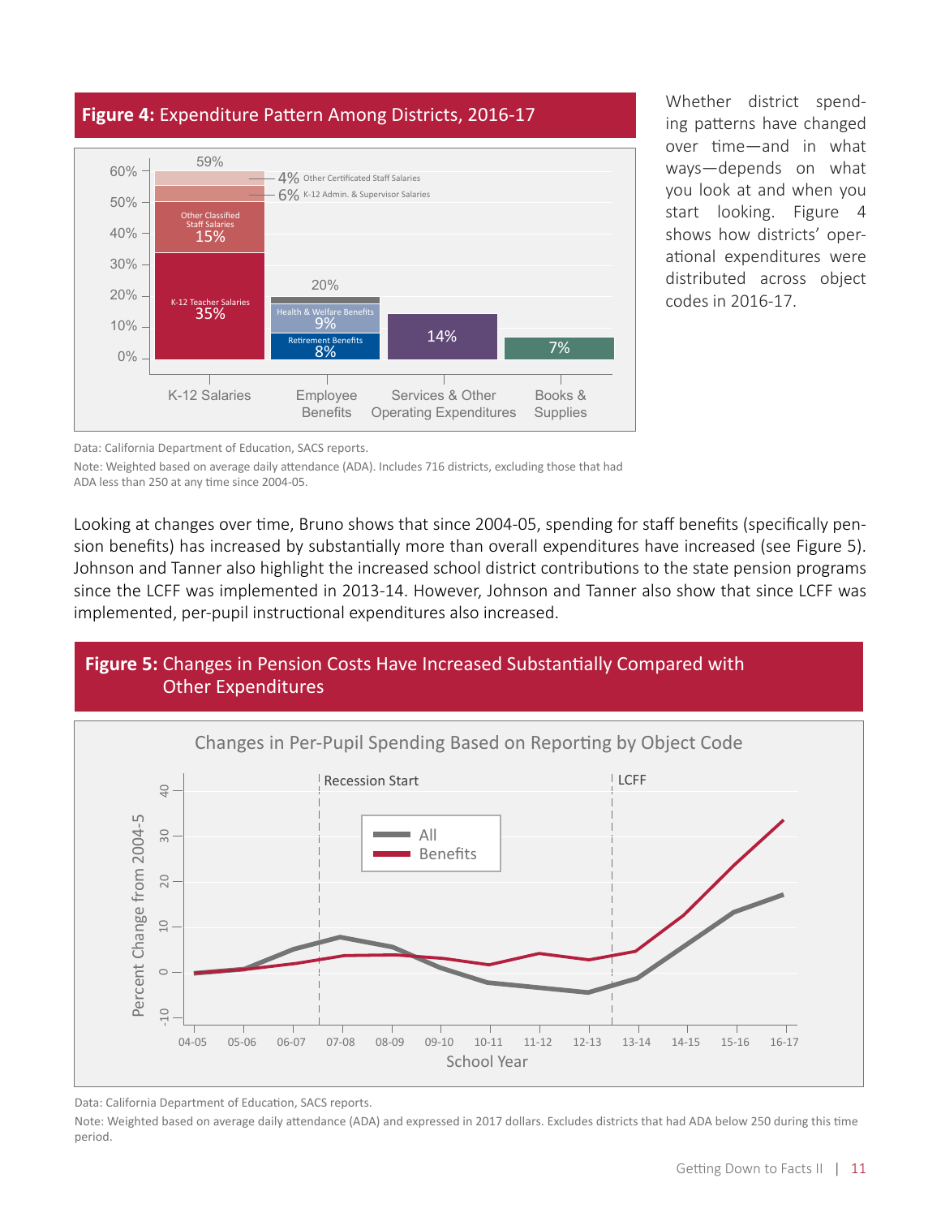**Figure 4:** Expenditure Pattern Among Districts, 2016-17

Data: California Department of Education, SACS reports.

Note: Weighted based on average daily attendance (ADA). Includes 716 districts, excluding those that had ADA less than 250 at any time since 2004-05.

Whether district spending patterns have changed over time—and in what ways—depends on what you look at and when you start looking. Figure 4 shows how districts' operational expenditures were distributed across object codes in 2016-17.

Looking at changes over time, Bruno shows that since 2004-05, spending for staff benefits (specifically pension benefits) has increased by substantially more than overall expenditures have increased (see Figure 5). Johnson and Tanner also highlight the increased school district contributions to the state pension programs since the LCFF was implemented in 2013-14. However, Johnson and Tanner also show that since LCFF was implemented, per-pupil instructional expenditures also increased.

**Figure 5:** Changes in Pension Costs Have Increased Substantially Compared with Other Expenditures

Data: California Department of Education, SACS reports.

Note: Weighted based on average daily attendance (ADA) and expressed in 2017 dollars. Excludes districts that had ADA below 250 during this time period.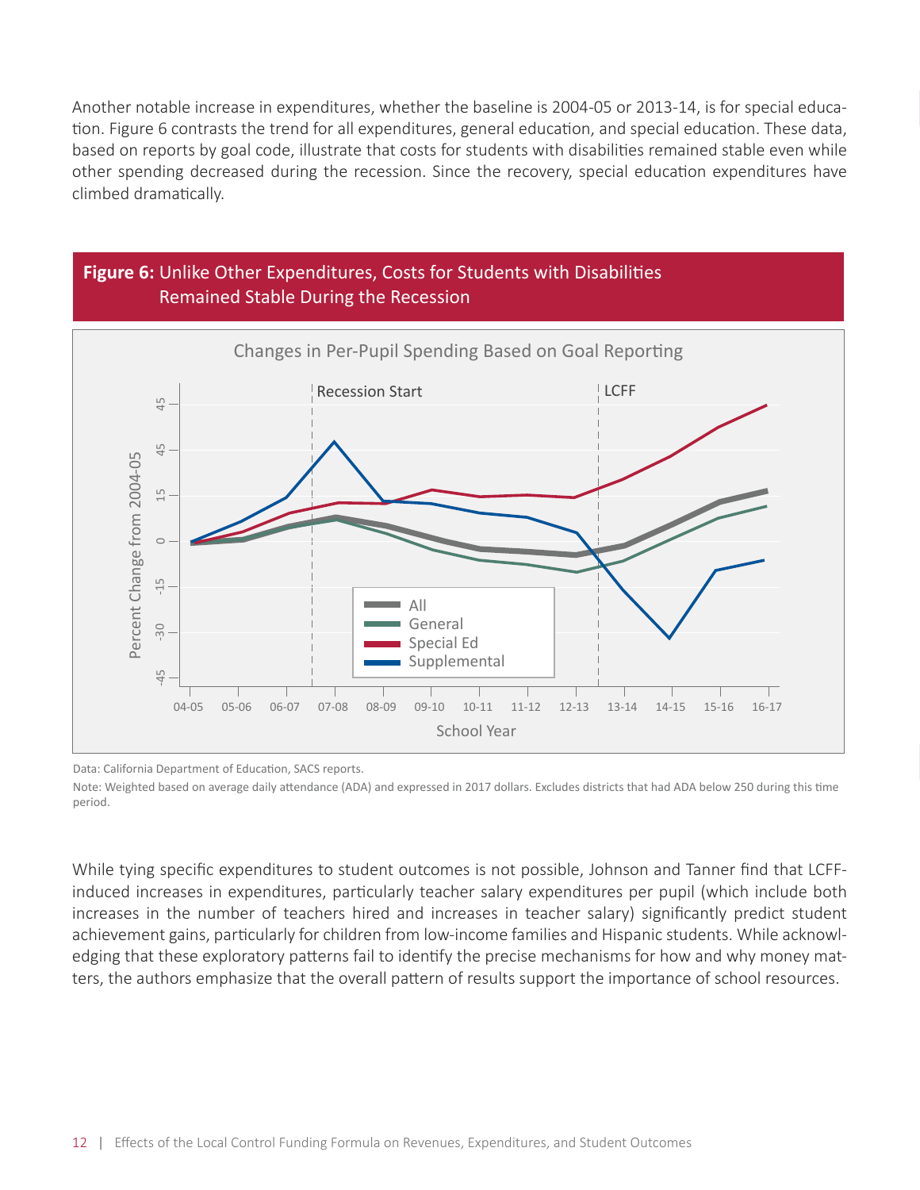Another notable increase in expenditures, whether the baseline is 2004-05 or 2013-14, is for special education. Figure 6 contrasts the trend for all expenditures, general education, and special education. These data, based on reports by goal code, illustrate that costs for students with disabilities remained stable even while other spending decreased during the recession. Since the recovery, special education expenditures have climbed dramatically.

**Figure 6:** Unlike Other Expenditures, Costs for Students with Disabilities Remained Stable During the Recession

Changes in Per-Pupil Spending Based on Goal Reporting

Data: California Department of Education, SACS reports.

Note: Weighted based on average daily attendance (ADA) and expressed in 2017 dollars. Excludes districts that had ADA below 250 during this time period.

While tying specific expenditures to student outcomes is not possible, Johnson and Tanner find that LCFF-induced increases in expenditures, particularly teacher salary expenditures per pupil (which include both increases in the number of teachers hired and increases in teacher salary) significantly predict student achievement gains, particularly for children from low-income families and Hispanic students. While acknowledging that these exploratory patterns fail to identify the precise mechanisms for how and why money matters, the authors emphasize that the overall pattern of results support the importance of school resources.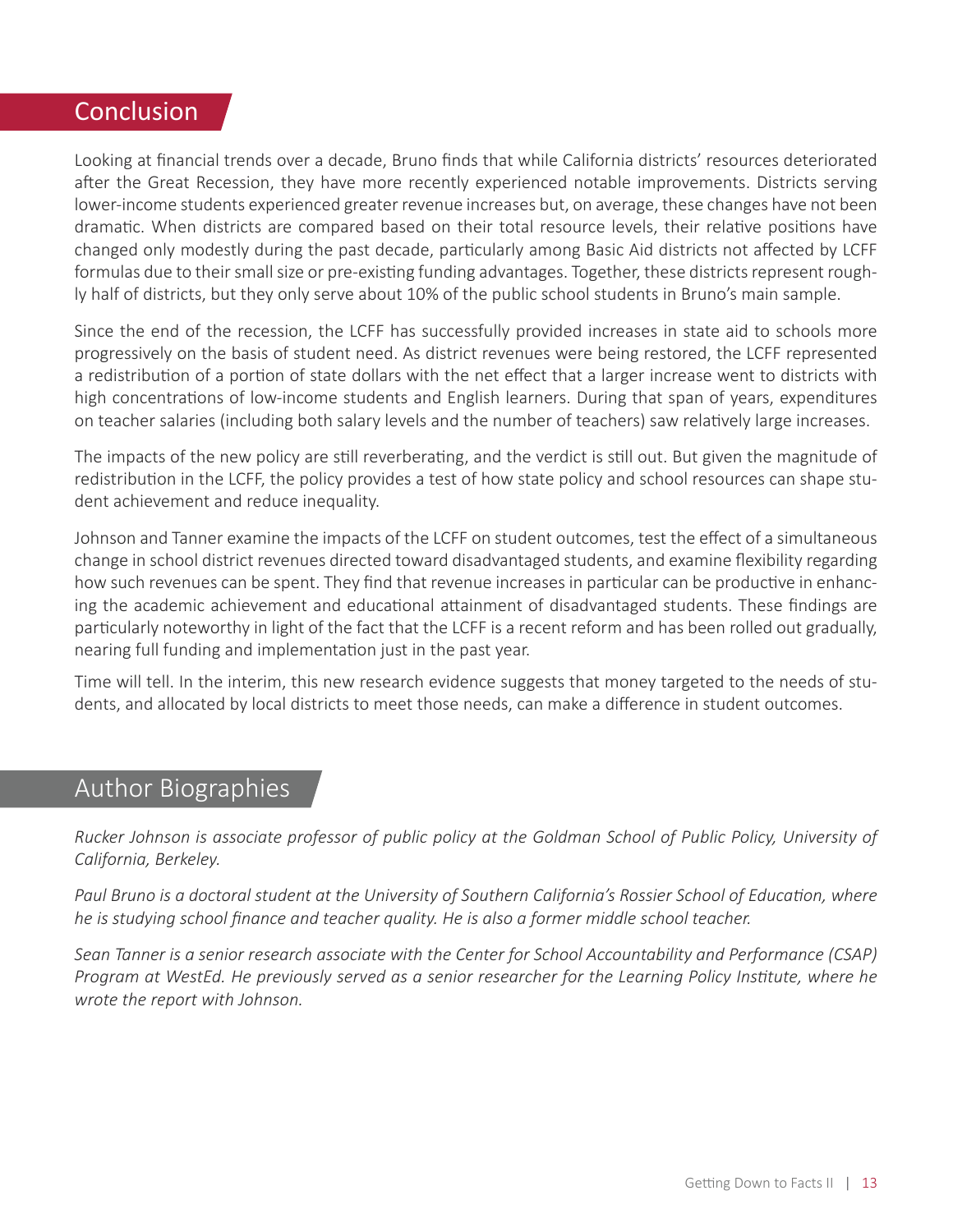## Conclusion

Looking at financial trends over a decade, Bruno finds that while California districts' resources deteriorated after the Great Recession, they have more recently experienced notable improvements. Districts serving lower-income students experienced greater revenue increases but, on average, these changes have not been dramatic. When districts are compared based on their total resource levels, their relative positions have changed only modestly during the past decade, particularly among Basic Aid districts not affected by LCFF formulas due to their small size or pre-existing funding advantages. Together, these districts represent roughly half of districts, but they only serve about 10% of the public school students in Bruno's main sample.

Since the end of the recession, the LCFF has successfully provided increases in state aid to schools more progressively on the basis of student need. As district revenues were being restored, the LCFF represented a redistribution of a portion of state dollars with the net effect that a larger increase went to districts with high concentrations of low-income students and English learners. During that span of years, expenditures on teacher salaries (including both salary levels and the number of teachers) saw relatively large increases.

The impacts of the new policy are still reverberating, and the verdict is still out. But given the magnitude of redistribution in the LCFF, the policy provides a test of how state policy and school resources can shape student achievement and reduce inequality.

Johnson and Tanner examine the impacts of the LCFF on student outcomes, test the effect of a simultaneous change in school district revenues directed toward disadvantaged students, and examine flexibility regarding how such revenues can be spent. They find that revenue increases in particular can be productive in enhancing the academic achievement and educational attainment of disadvantaged students. These findings are particularly noteworthy in light of the fact that the LCFF is a recent reform and has been rolled out gradually, nearing full funding and implementation just in the past year.

Time will tell. In the interim, this new research evidence suggests that money targeted to the needs of students, and allocated by local districts to meet those needs, can make a difference in student outcomes.

## Author Biographies

*Rucker Johnson is associate professor of public policy at the Goldman School of Public Policy, University of California, Berkeley.*

*Paul Bruno is a doctoral student at the University of Southern California's Rossier School of Education, where he is studying school finance and teacher quality. He is also a former middle school teacher.*

*Sean Tanner is a senior research associate with the Center for School Accountability and Performance (CSAP) Program at WestEd. He previously served as a senior researcher for the Learning Policy Institute, where he wrote the report with Johnson.*